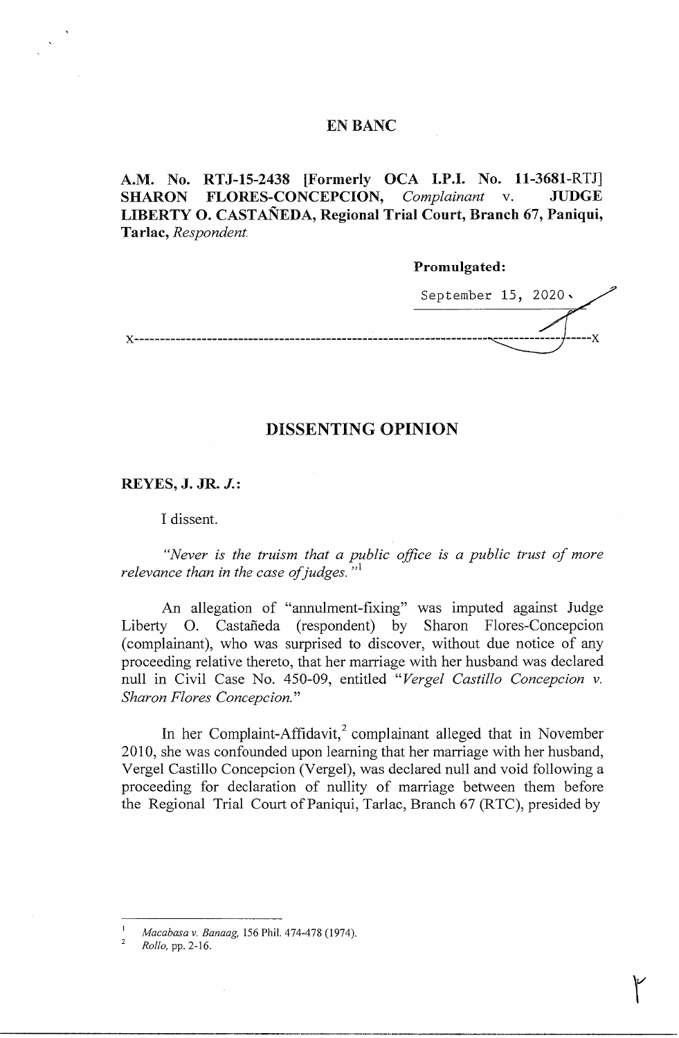# EN BANC

**A.M. No. RTJ-15-2438 [Formerly OCA I.P.I. No. 11-3681-RTJ] SHARON FLORES-CONCEPCION,** *Complainant* v. **JUDGE LIBERTY O. CASTAÑEDA, Regional Trial Court, Branch 67, Paniqui, Tarlac,** *Respondent.*

**Promulgated:**

September 15, 2020

x-----------------------------------------------------------------------------------------x

## DISSENTING OPINION

**REYES, J. JR.** ***J.:***

I dissent.

*"Never is the truism that a public office is a public trust of more relevance than in the case of judges."*[1]

An allegation of "annulment-fixing" was imputed against Judge Liberty O. Castañeda (respondent) by Sharon Flores-Concepcion (complainant), who was surprised to discover, without due notice of any proceeding relative thereto, that her marriage with her husband was declared null in Civil Case No. 450-09, entitled *"Vergel Castillo Concepcion v. Sharon Flores Concepcion."*

In her Complaint-Affidavit,[2] complainant alleged that in November 2010, she was confounded upon learning that her marriage with her husband, Vergel Castillo Concepcion (Vergel), was declared null and void following a proceeding for declaration of nullity of marriage between them before the Regional Trial Court of Paniqui, Tarlac, Branch 67 (RTC), presided by

---

[1] *Macabasa v. Banaag,* 156 Phil. 474-478 (1974).

[2] *Rollo,* pp. 2-16.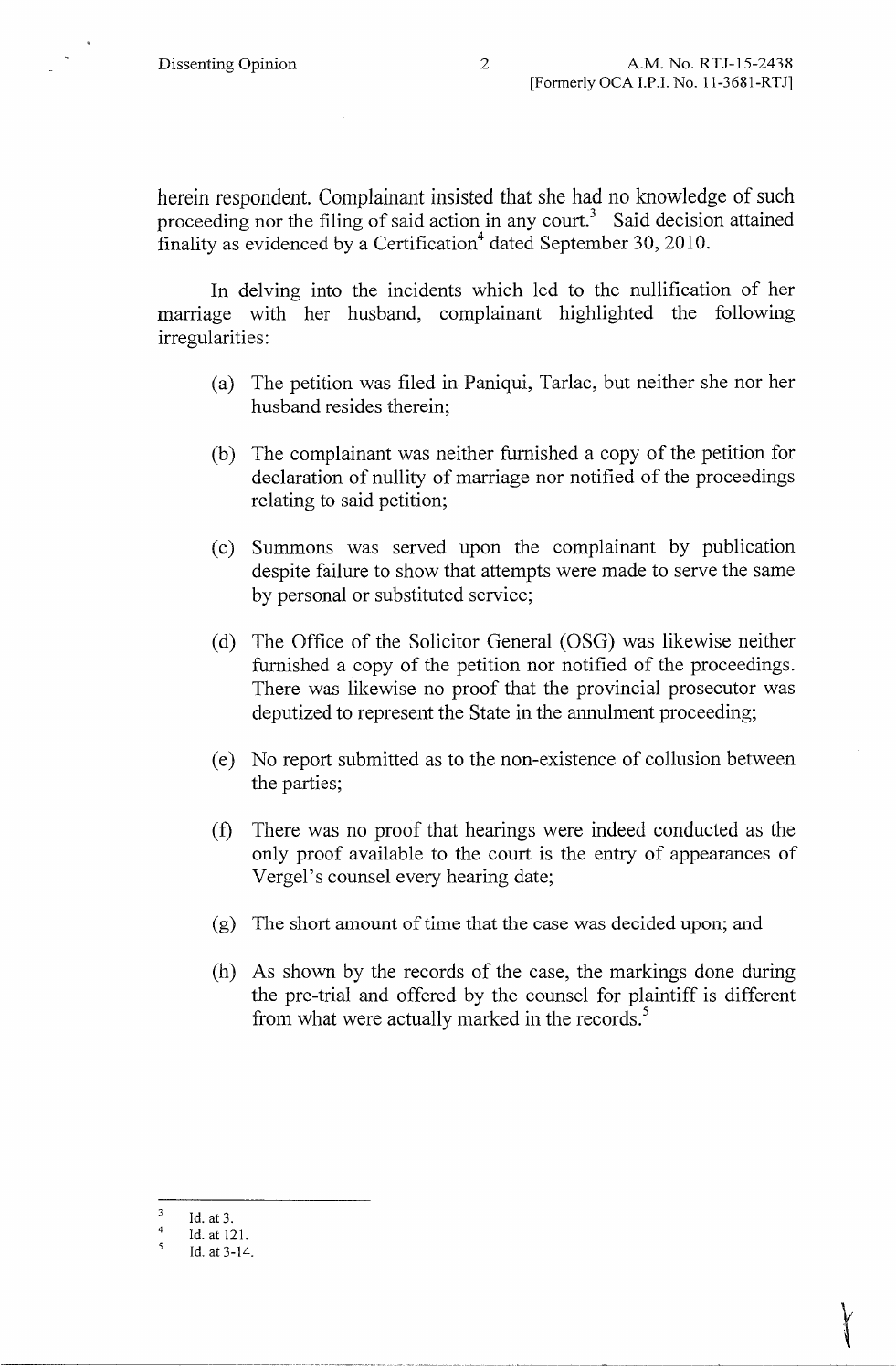herein respondent. Complainant insisted that she had no knowledge of such proceeding nor the filing of said action in any court.[3] Said decision attained finality as evidenced by a Certification[4] dated September 30, 2010.

In delving into the incidents which led to the nullification of her marriage with her husband, complainant highlighted the following irregularities:

(a) The petition was filed in Paniqui, Tarlac, but neither she nor her husband resides therein;

(b) The complainant was neither furnished a copy of the petition for declaration of nullity of marriage nor notified of the proceedings relating to said petition;

(c) Summons was served upon the complainant by publication despite failure to show that attempts were made to serve the same by personal or substituted service;

(d) The Office of the Solicitor General (OSG) was likewise neither furnished a copy of the petition nor notified of the proceedings. There was likewise no proof that the provincial prosecutor was deputized to represent the State in the annulment proceeding;

(e) No report submitted as to the non-existence of collusion between the parties;

(f) There was no proof that hearings were indeed conducted as the only proof available to the court is the entry of appearances of Vergel's counsel every hearing date;

(g) The short amount of time that the case was decided upon; and

(h) As shown by the records of the case, the markings done during the pre-trial and offered by the counsel for plaintiff is different from what were actually marked in the records.[5]

---

[3] Id. at 3.

[4] Id. at 121.

[5] Id. at 3-14.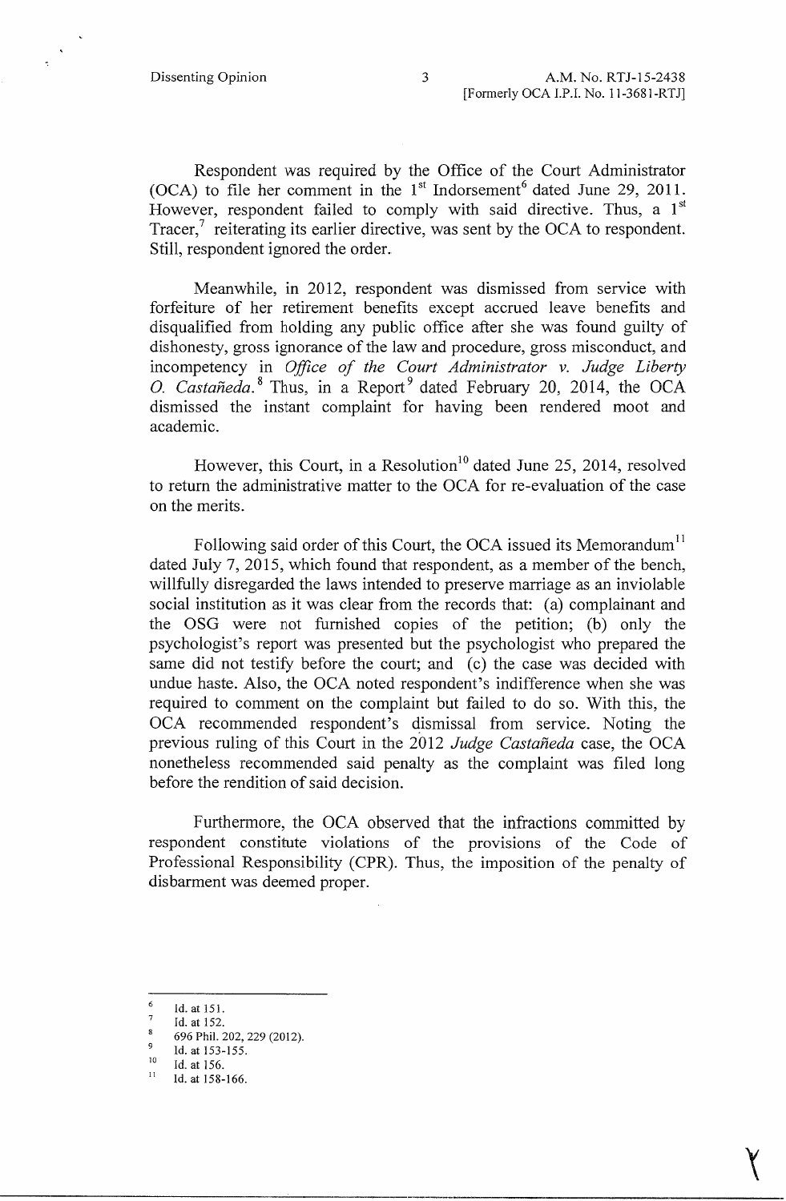Respondent was required by the Office of the Court Administrator (OCA) to file her comment in the 1st Indorsement[6] dated June 29, 2011. However, respondent failed to comply with said directive. Thus, a 1st Tracer,[7] reiterating its earlier directive, was sent by the OCA to respondent. Still, respondent ignored the order.

Meanwhile, in 2012, respondent was dismissed from service with forfeiture of her retirement benefits except accrued leave benefits and disqualified from holding any public office after she was found guilty of dishonesty, gross ignorance of the law and procedure, gross misconduct, and incompetency in *Office of the Court Administrator v. Judge Liberty O. Castañeda.*[8] Thus, in a Report[9] dated February 20, 2014, the OCA dismissed the instant complaint for having been rendered moot and academic.

However, this Court, in a Resolution[10] dated June 25, 2014, resolved to return the administrative matter to the OCA for re-evaluation of the case on the merits.

Following said order of this Court, the OCA issued its Memorandum[11] dated July 7, 2015, which found that respondent, as a member of the bench, willfully disregarded the laws intended to preserve marriage as an inviolable social institution as it was clear from the records that: (a) complainant and the OSG were not furnished copies of the petition; (b) only the psychologist's report was presented but the psychologist who prepared the same did not testify before the court; and (c) the case was decided with undue haste. Also, the OCA noted respondent's indifference when she was required to comment on the complaint but failed to do so. With this, the OCA recommended respondent's dismissal from service. Noting the previous ruling of this Court in the 2012 *Judge Castañeda* case, the OCA nonetheless recommended said penalty as the complaint was filed long before the rendition of said decision.

Furthermore, the OCA observed that the infractions committed by respondent constitute violations of the provisions of the Code of Professional Responsibility (CPR). Thus, the imposition of the penalty of disbarment was deemed proper.

---

[6] Id. at 151.

[7] Id. at 152.

[8] 696 Phil. 202, 229 (2012).

[9] Id. at 153-155.

[10] Id. at 156.

[11] Id. at 158-166.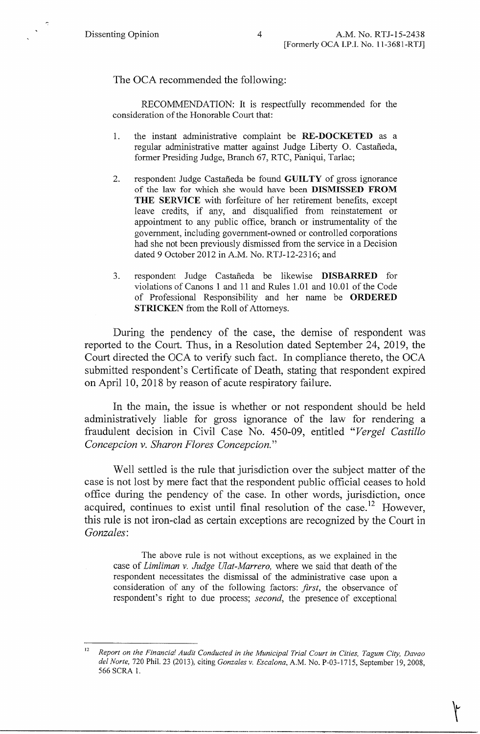The OCA recommended the following:

> RECOMMENDATION: It is respectfully recommended for the consideration of the Honorable Court that:
>
> 1. the instant administrative complaint be **RE-DOCKETED** as a regular administrative matter against Judge Liberty O. Castañeda, former Presiding Judge, Branch 67, RTC, Paniqui, Tarlac;
>
> 2. respondent Judge Castañeda be found **GUILTY** of gross ignorance of the law for which she would have been **DISMISSED FROM THE SERVICE** with forfeiture of her retirement benefits, except leave credits, if any, and disqualified from reinstatement or appointment to any public office, branch or instrumentality of the government, including government-owned or controlled corporations had she not been previously dismissed from the service in a Decision dated 9 October 2012 in A.M. No. RTJ-12-2316; and
>
> 3. respondent Judge Castañeda be likewise **DISBARRED** for violations of Canons 1 and 11 and Rules 1.01 and 10.01 of the Code of Professional Responsibility and her name be **ORDERED STRICKEN** from the Roll of Attorneys.

During the pendency of the case, the demise of respondent was reported to the Court. Thus, in a Resolution dated September 24, 2019, the Court directed the OCA to verify such fact. In compliance thereto, the OCA submitted respondent's Certificate of Death, stating that respondent expired on April 10, 2018 by reason of acute respiratory failure.

In the main, the issue is whether or not respondent should be held administratively liable for gross ignorance of the law for rendering a fraudulent decision in Civil Case No. 450-09, entitled "*Vergel Castillo Concepcion v. Sharon Flores Concepcion.*"

Well settled is the rule that jurisdiction over the subject matter of the case is not lost by mere fact that the respondent public official ceases to hold office during the pendency of the case. In other words, jurisdiction, once acquired, continues to exist until final resolution of the case.[12] However, this rule is not iron-clad as certain exceptions are recognized by the Court in *Gonzales*:

> The above rule is not without exceptions, as we explained in the case of *Limliman v. Judge Ulat-Marrero,* where we said that death of the respondent necessitates the dismissal of the administrative case upon a consideration of any of the following factors: *first*, the observance of respondent's right to due process; *second*, the presence of exceptional

---

[12] *Report on the Financial Audit Conducted in the Municipal Trial Court in Cities, Tagum City, Davao del Norte,* 720 Phil. 23 (2013), citing *Gonzales v. Escalona*, A.M. No. P-03-1715, September 19, 2008, 566 SCRA 1.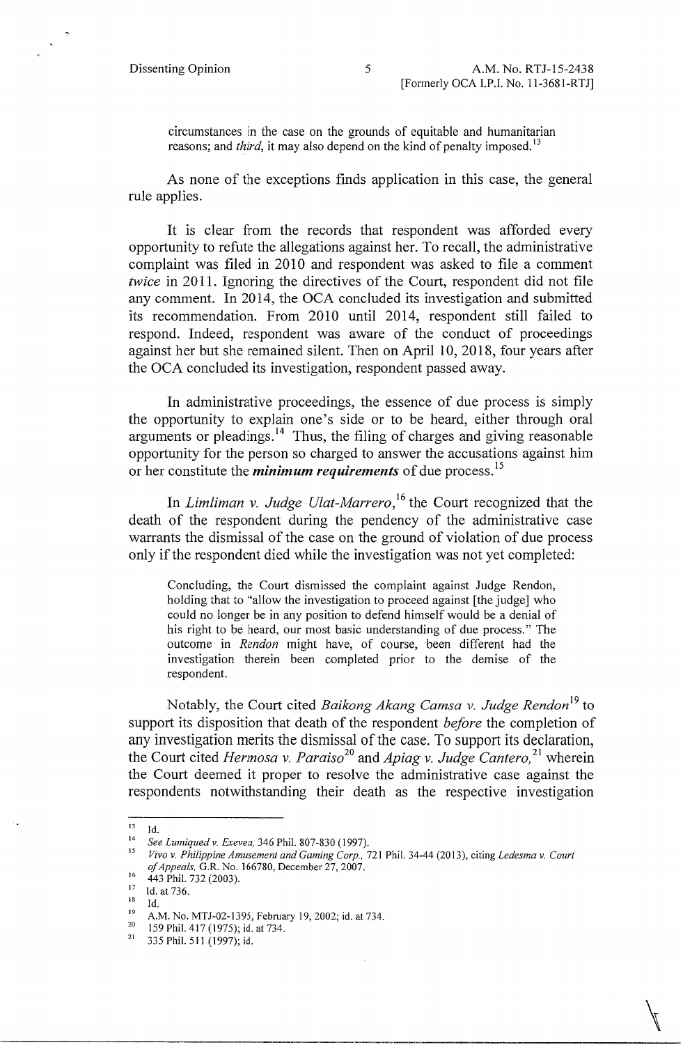circumstances in the case on the grounds of equitable and humanitarian reasons; and *third*, it may also depend on the kind of penalty imposed.[13]

As none of the exceptions finds application in this case, the general rule applies.

It is clear from the records that respondent was afforded every opportunity to refute the allegations against her. To recall, the administrative complaint was filed in 2010 and respondent was asked to file a comment *twice* in 2011. Ignoring the directives of the Court, respondent did not file any comment. In 2014, the OCA concluded its investigation and submitted its recommendation. From 2010 until 2014, respondent still failed to respond. Indeed, respondent was aware of the conduct of proceedings against her but she remained silent. Then on April 10, 2018, four years after the OCA concluded its investigation, respondent passed away.

In administrative proceedings, the essence of due process is simply the opportunity to explain one's side or to be heard, either through oral arguments or pleadings.[14] Thus, the filing of charges and giving reasonable opportunity for the person so charged to answer the accusations against him or her constitute the ***minimum requirements*** of due process.[15]

In *Limliman v. Judge Ulat-Marrero*,[16] the Court recognized that the death of the respondent during the pendency of the administrative case warrants the dismissal of the case on the ground of violation of due process only if the respondent died while the investigation was not yet completed:

> Concluding, the Court dismissed the complaint against Judge Rendon, holding that to "allow the investigation to proceed against [the judge] who could no longer be in any position to defend himself would be a denial of his right to be heard, our most basic understanding of due process." The outcome in *Rendon* might have, of course, been different had the investigation therein been completed prior to the demise of the respondent.

Notably, the Court cited *Baikong Akang Camsa v. Judge Rendon*[19] to support its disposition that death of the respondent *before* the completion of any investigation merits the dismissal of the case. To support its declaration, the Court cited *Hermosa v. Paraiso*[20] and *Apiag v. Judge Cantero,*[21] wherein the Court deemed it proper to resolve the administrative case against the respondents notwithstanding their death as the respective investigation

---

[13] Id.

[14] *See Lumiqued v. Exevea,* 346 Phil. 807-830 (1997).

[15] *Vivo v. Philippine Amusement and Gaming Corp.,* 721 Phil. 34-44 (2013), citing *Ledesma v. Court of Appeals,* G.R. No. 166780, December 27, 2007.

[16] 443 Phil. 732 (2003).

[17] Id. at 736.

[18] Id.

[19] A.M. No. MTJ-02-1395, February 19, 2002; id. at 734.

[20] 159 Phil. 417 (1975); id. at 734.

[21] 335 Phil. 511 (1997); id.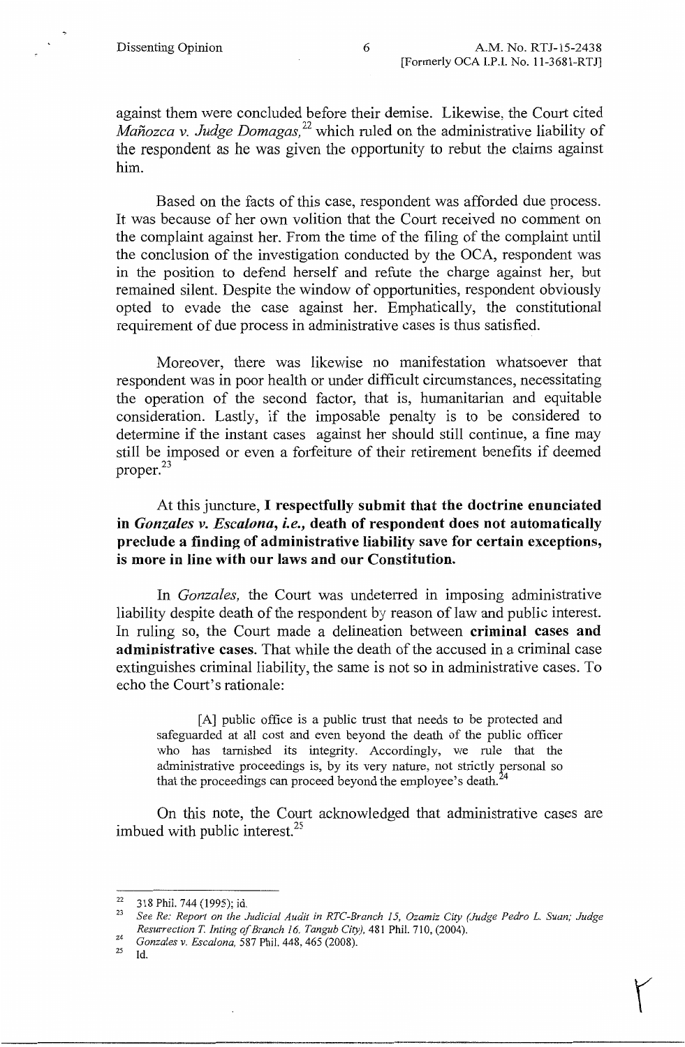against them were concluded before their demise. Likewise, the Court cited *Mañozca v. Judge Domagas,*[22] which ruled on the administrative liability of the respondent as he was given the opportunity to rebut the claims against him.

Based on the facts of this case, respondent was afforded due process. It was because of her own volition that the Court received no comment on the complaint against her. From the time of the filing of the complaint until the conclusion of the investigation conducted by the OCA, respondent was in the position to defend herself and refute the charge against her, but remained silent. Despite the window of opportunities, respondent obviously opted to evade the case against her. Emphatically, the constitutional requirement of due process in administrative cases is thus satisfied.

Moreover, there was likewise no manifestation whatsoever that respondent was in poor health or under difficult circumstances, necessitating the operation of the second factor, that is, humanitarian and equitable consideration. Lastly, if the imposable penalty is to be considered to determine if the instant cases against her should still continue, a fine may still be imposed or even a forfeiture of their retirement benefits if deemed proper.[23]

At this juncture, **I respectfully submit that the doctrine enunciated in *Gonzales v. Escalona, i.e.,* death of respondent does not automatically preclude a finding of administrative liability save for certain exceptions, is more in line with our laws and our Constitution.**

In *Gonzales,* the Court was undeterred in imposing administrative liability despite death of the respondent by reason of law and public interest. In ruling so, the Court made a delineation between **criminal cases and administrative cases**. That while the death of the accused in a criminal case extinguishes criminal liability, the same is not so in administrative cases. To echo the Court's rationale:

> [A] public office is a public trust that needs to be protected and safeguarded at all cost and even beyond the death of the public officer who has tarnished its integrity. Accordingly, we rule that the administrative proceedings is, by its very nature, not strictly personal so that the proceedings can proceed beyond the employee's death.[24]

On this note, the Court acknowledged that administrative cases are imbued with public interest.[25]

---

[22] 318 Phil. 744 (1995); id.

[23] *See Re: Report on the Judicial Audit in RTC-Branch 15, Ozamiz City (Judge Pedro L. Suan; Judge Resurrection T. Inting of Branch 16, Tangub City),* 481 Phil. 710, (2004).

[24] *Gonzales v. Escalona,* 587 Phil. 448, 465 (2008).

[25] Id.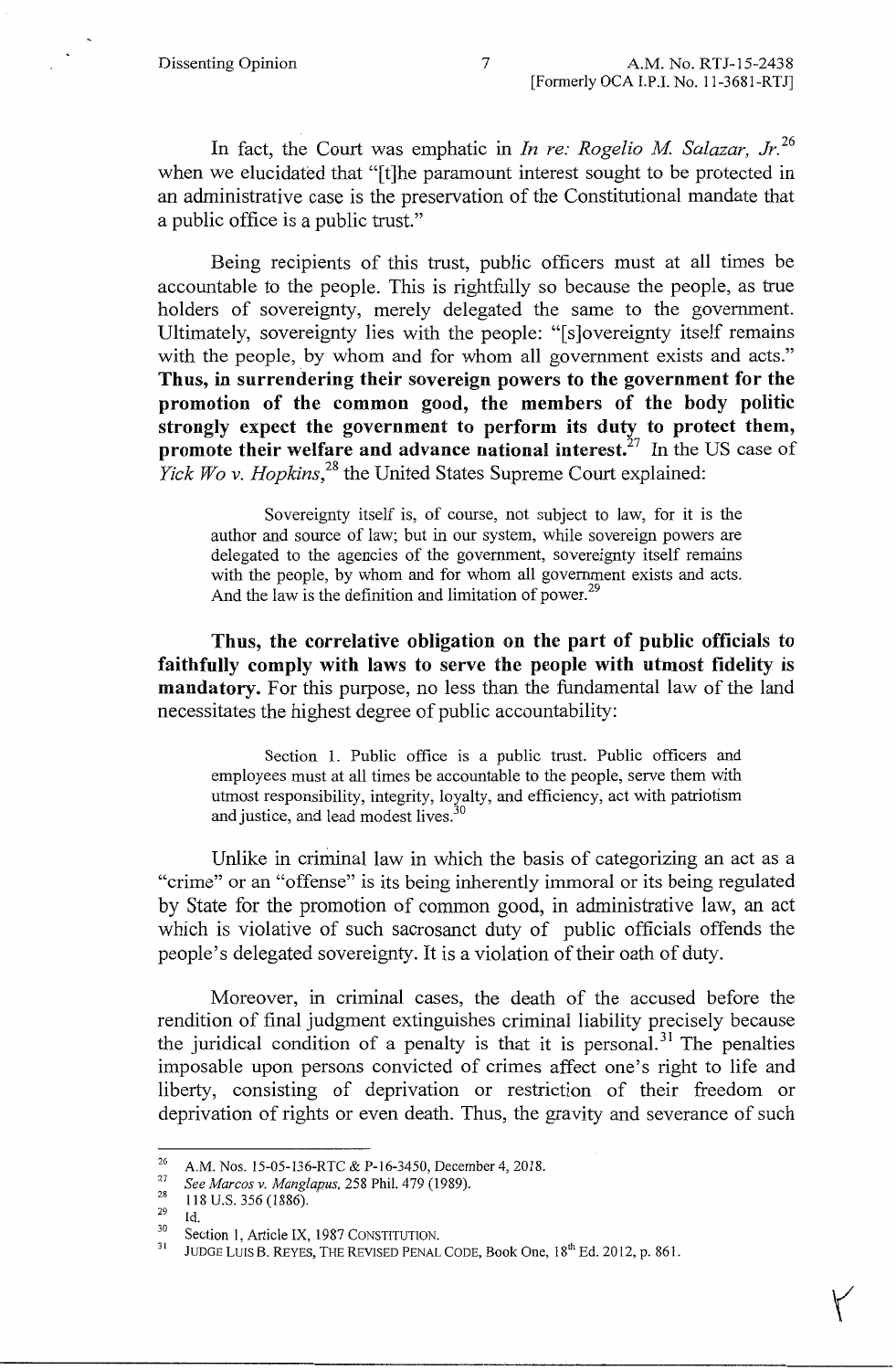In fact, the Court was emphatic in *In re: Rogelio M. Salazar, Jr.*[26] when we elucidated that "[t]he paramount interest sought to be protected in an administrative case is the preservation of the Constitutional mandate that a public office is a public trust."

Being recipients of this trust, public officers must at all times be accountable to the people. This is rightfully so because the people, as true holders of sovereignty, merely delegated the same to the government. Ultimately, sovereignty lies with the people: "[s]overeignty itself remains with the people, by whom and for whom all government exists and acts." **Thus, in surrendering their sovereign powers to the government for the promotion of the common good, the members of the body politic strongly expect the government to perform its duty to protect them, promote their welfare and advance national interest.**[27] In the US case of *Yick Wo v. Hopkins*,[28] the United States Supreme Court explained:

> Sovereignty itself is, of course, not subject to law, for it is the author and source of law; but in our system, while sovereign powers are delegated to the agencies of the government, sovereignty itself remains with the people, by whom and for whom all government exists and acts. And the law is the definition and limitation of power.[29]

**Thus, the correlative obligation on the part of public officials to faithfully comply with laws to serve the people with utmost fidelity is mandatory.** For this purpose, no less than the fundamental law of the land necessitates the highest degree of public accountability:

> Section 1. Public office is a public trust. Public officers and employees must at all times be accountable to the people, serve them with utmost responsibility, integrity, loyalty, and efficiency, act with patriotism and justice, and lead modest lives.[30]

Unlike in criminal law in which the basis of categorizing an act as a "crime" or an "offense" is its being inherently immoral or its being regulated by State for the promotion of common good, in administrative law, an act which is violative of such sacrosanct duty of public officials offends the people's delegated sovereignty. It is a violation of their oath of duty.

Moreover, in criminal cases, the death of the accused before the rendition of final judgment extinguishes criminal liability precisely because the juridical condition of a penalty is that it is personal.[31] The penalties imposable upon persons convicted of crimes affect one's right to life and liberty, consisting of deprivation or restriction of their freedom or deprivation of rights or even death. Thus, the gravity and severance of such

---

[26] A.M. Nos. 15-05-136-RTC & P-16-3450, December 4, 2018.

[27] *See Marcos v. Manglapus*, 258 Phil. 479 (1989).

[28] 118 U.S. 356 (1886).

[29] Id.

[30] Section 1, Article IX, 1987 CONSTITUTION.

[31] JUDGE LUIS B. REYES, THE REVISED PENAL CODE, Book One, 18th Ed. 2012, p. 861.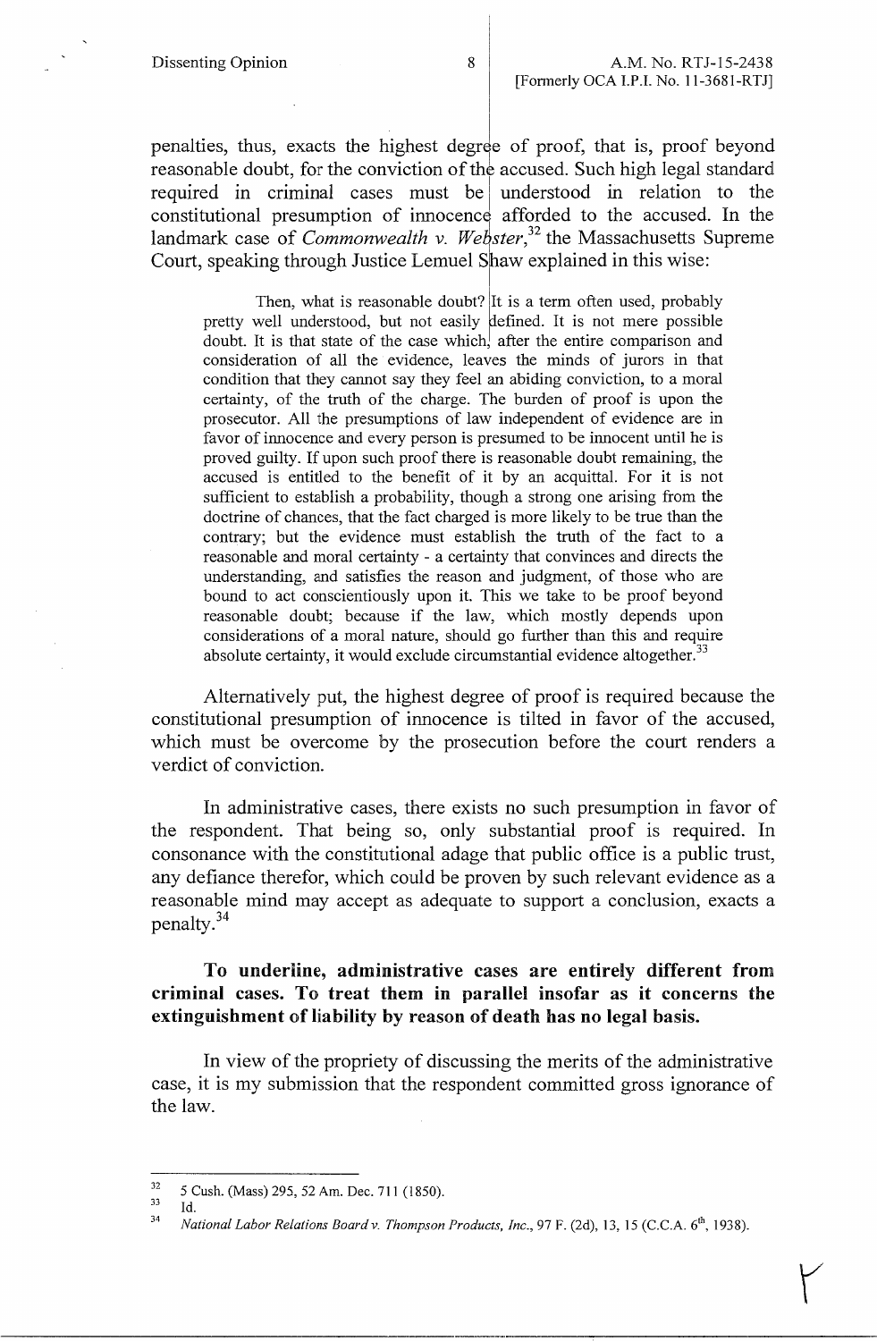penalties, thus, exacts the highest degree of proof, that is, proof beyond reasonable doubt, for the conviction of the accused. Such high legal standard required in criminal cases must be understood in relation to the constitutional presumption of innocence afforded to the accused. In the landmark case of *Commonwealth v. Webster*,[32] the Massachusetts Supreme Court, speaking through Justice Lemuel Shaw explained in this wise:

> Then, what is reasonable doubt? It is a term often used, probably pretty well understood, but not easily defined. It is not mere possible doubt. It is that state of the case which, after the entire comparison and consideration of all the evidence, leaves the minds of jurors in that condition that they cannot say they feel an abiding conviction, to a moral certainty, of the truth of the charge. The burden of proof is upon the prosecutor. All the presumptions of law independent of evidence are in favor of innocence and every person is presumed to be innocent until he is proved guilty. If upon such proof there is reasonable doubt remaining, the accused is entitled to the benefit of it by an acquittal. For it is not sufficient to establish a probability, though a strong one arising from the doctrine of chances, that the fact charged is more likely to be true than the contrary; but the evidence must establish the truth of the fact to a reasonable and moral certainty - a certainty that convinces and directs the understanding, and satisfies the reason and judgment, of those who are bound to act conscientiously upon it. This we take to be proof beyond reasonable doubt; because if the law, which mostly depends upon considerations of a moral nature, should go further than this and require absolute certainty, it would exclude circumstantial evidence altogether.[33]

Alternatively put, the highest degree of proof is required because the constitutional presumption of innocence is tilted in favor of the accused, which must be overcome by the prosecution before the court renders a verdict of conviction.

In administrative cases, there exists no such presumption in favor of the respondent. That being so, only substantial proof is required. In consonance with the constitutional adage that public office is a public trust, any defiance therefor, which could be proven by such relevant evidence as a reasonable mind may accept as adequate to support a conclusion, exacts a penalty.[34]

**To underline, administrative cases are entirely different from criminal cases. To treat them in parallel insofar as it concerns the extinguishment of liability by reason of death has no legal basis.**

In view of the propriety of discussing the merits of the administrative case, it is my submission that the respondent committed gross ignorance of the law.

---

[32] 5 Cush. (Mass) 295, 52 Am. Dec. 711 (1850).

[33] Id.

[34] *National Labor Relations Board v. Thompson Products, Inc.*, 97 F. (2d), 13, 15 (C.C.A. 6th, 1938).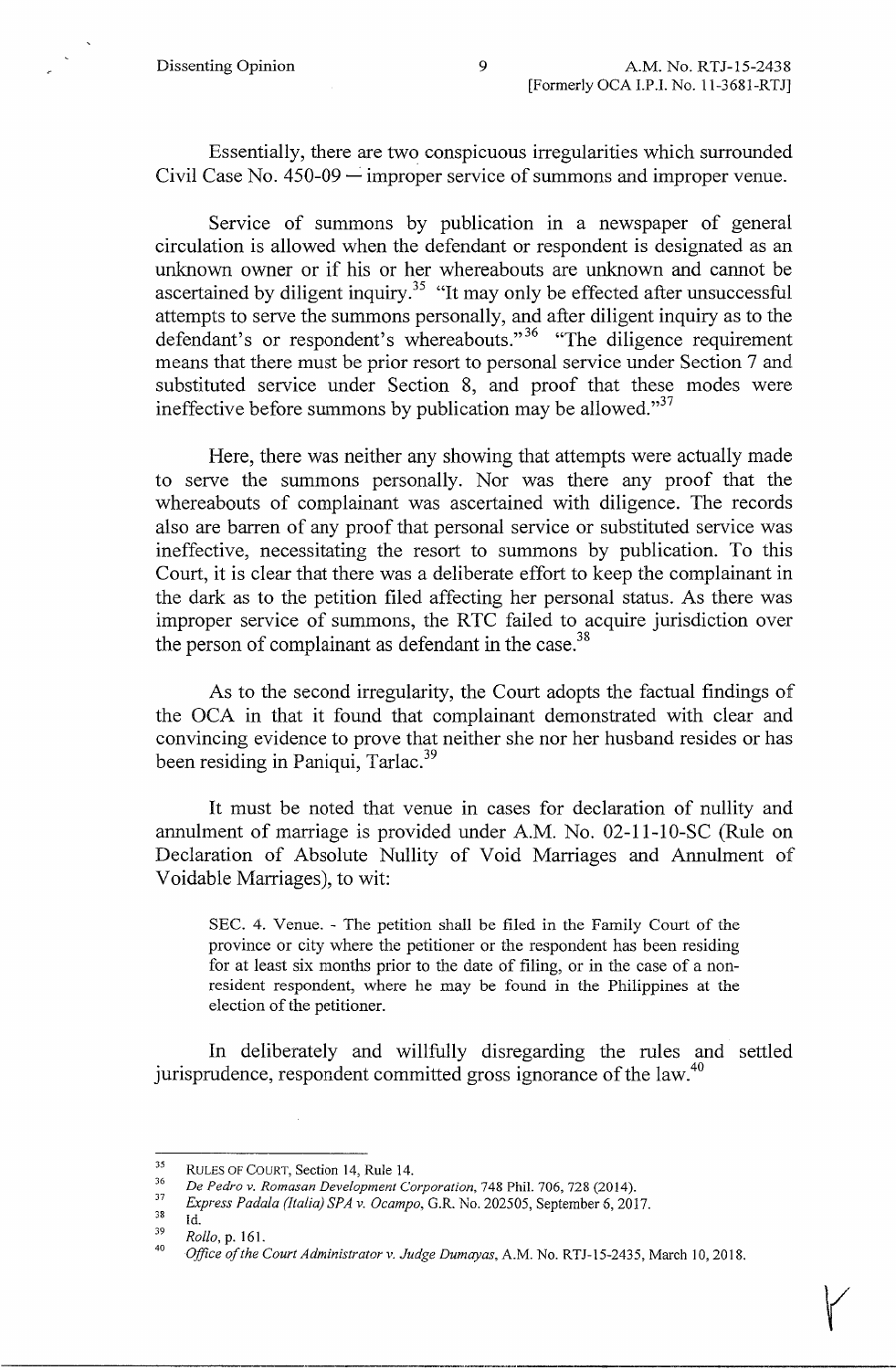Essentially, there are two conspicuous irregularities which surrounded Civil Case No. 450-09 — improper service of summons and improper venue.

Service of summons by publication in a newspaper of general circulation is allowed when the defendant or respondent is designated as an unknown owner or if his or her whereabouts are unknown and cannot be ascertained by diligent inquiry.[35] "It may only be effected after unsuccessful attempts to serve the summons personally, and after diligent inquiry as to the defendant's or respondent's whereabouts."[36] "The diligence requirement means that there must be prior resort to personal service under Section 7 and substituted service under Section 8, and proof that these modes were ineffective before summons by publication may be allowed."[37]

Here, there was neither any showing that attempts were actually made to serve the summons personally. Nor was there any proof that the whereabouts of complainant was ascertained with diligence. The records also are barren of any proof that personal service or substituted service was ineffective, necessitating the resort to summons by publication. To this Court, it is clear that there was a deliberate effort to keep the complainant in the dark as to the petition filed affecting her personal status. As there was improper service of summons, the RTC failed to acquire jurisdiction over the person of complainant as defendant in the case.[38]

As to the second irregularity, the Court adopts the factual findings of the OCA in that it found that complainant demonstrated with clear and convincing evidence to prove that neither she nor her husband resides or has been residing in Paniqui, Tarlac.[39]

It must be noted that venue in cases for declaration of nullity and annulment of marriage is provided under A.M. No. 02-11-10-SC (Rule on Declaration of Absolute Nullity of Void Marriages and Annulment of Voidable Marriages), to wit:

> SEC. 4. Venue. - The petition shall be filed in the Family Court of the province or city where the petitioner or the respondent has been residing for at least six months prior to the date of filing, or in the case of a non-resident respondent, where he may be found in the Philippines at the election of the petitioner.

In deliberately and willfully disregarding the rules and settled jurisprudence, respondent committed gross ignorance of the law.[40]

---

[35] RULES OF COURT, Section 14, Rule 14.

[36] *De Pedro v. Romasan Development Corporation*, 748 Phil. 706, 728 (2014).

[37] *Express Padala (Italia) SPA v. Ocampo*, G.R. No. 202505, September 6, 2017.

[38] Id.

[39] *Rollo*, p. 161.

[40] *Office of the Court Administrator v. Judge Dumayas*, A.M. No. RTJ-15-2435, March 10, 2018.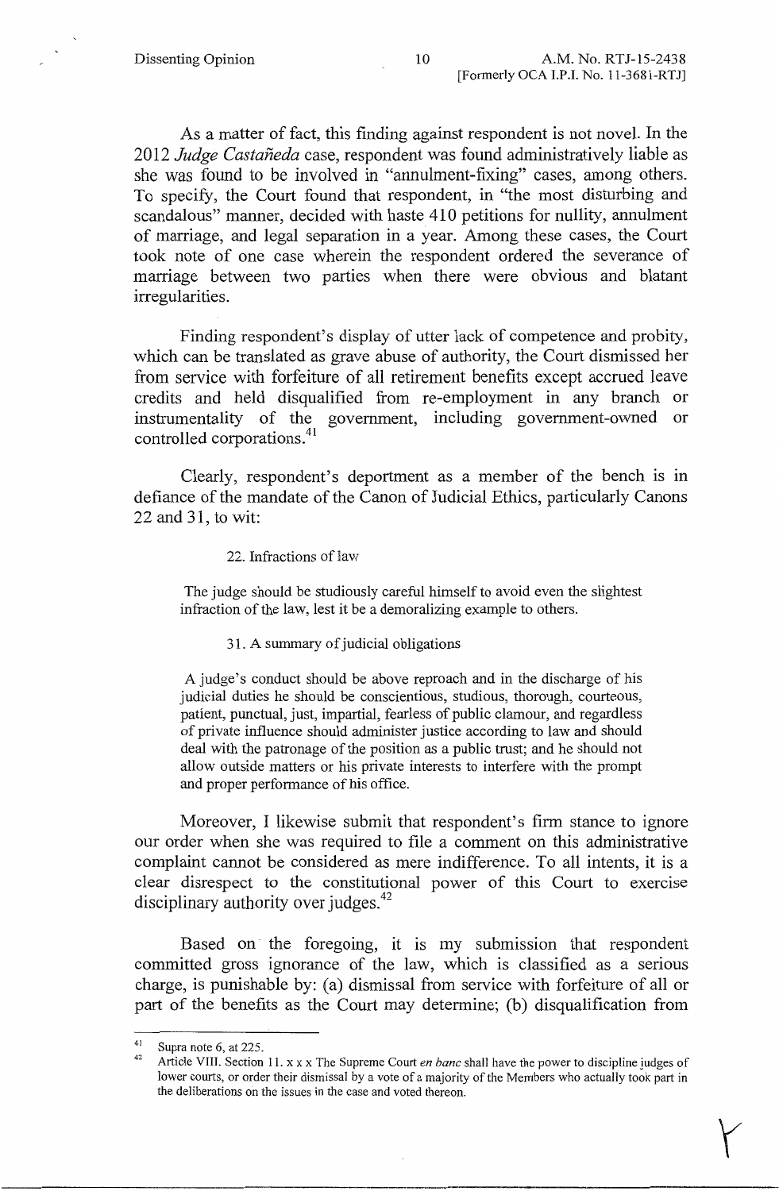As a matter of fact, this finding against respondent is not novel. In the 2012 *Judge Castañeda* case, respondent was found administratively liable as she was found to be involved in "annulment-fixing" cases, among others. To specify, the Court found that respondent, in "the most disturbing and scandalous" manner, decided with haste 410 petitions for nullity, annulment of marriage, and legal separation in a year. Among these cases, the Court took note of one case wherein the respondent ordered the severance of marriage between two parties when there were obvious and blatant irregularities.

Finding respondent's display of utter lack of competence and probity, which can be translated as grave abuse of authority, the Court dismissed her from service with forfeiture of all retirement benefits except accrued leave credits and held disqualified from re-employment in any branch or instrumentality of the government, including government-owned or controlled corporations.[41]

Clearly, respondent's deportment as a member of the bench is in defiance of the mandate of the Canon of Judicial Ethics, particularly Canons 22 and 31, to wit:

> 22. Infractions of law
>
> The judge should be studiously careful himself to avoid even the slightest infraction of the law, lest it be a demoralizing example to others.
>
> 31. A summary of judicial obligations
>
> A judge's conduct should be above reproach and in the discharge of his judicial duties he should be conscientious, studious, thorough, courteous, patient, punctual, just, impartial, fearless of public clamour, and regardless of private influence should administer justice according to law and should deal with the patronage of the position as a public trust; and he should not allow outside matters or his private interests to interfere with the prompt and proper performance of his office.

Moreover, I likewise submit that respondent's firm stance to ignore our order when she was required to file a comment on this administrative complaint cannot be considered as mere indifference. To all intents, it is a clear disrespect to the constitutional power of this Court to exercise disciplinary authority over judges.[42]

Based on the foregoing, it is my submission that respondent committed gross ignorance of the law, which is classified as a serious charge, is punishable by: (a) dismissal from service with forfeiture of all or part of the benefits as the Court may determine; (b) disqualification from

---

[41] Supra note 6, at 225.

[42] Article VIII. Section 11. x x x The Supreme Court *en banc* shall have the power to discipline judges of lower courts, or order their dismissal by a vote of a majority of the Members who actually took part in the deliberations on the issues in the case and voted thereon.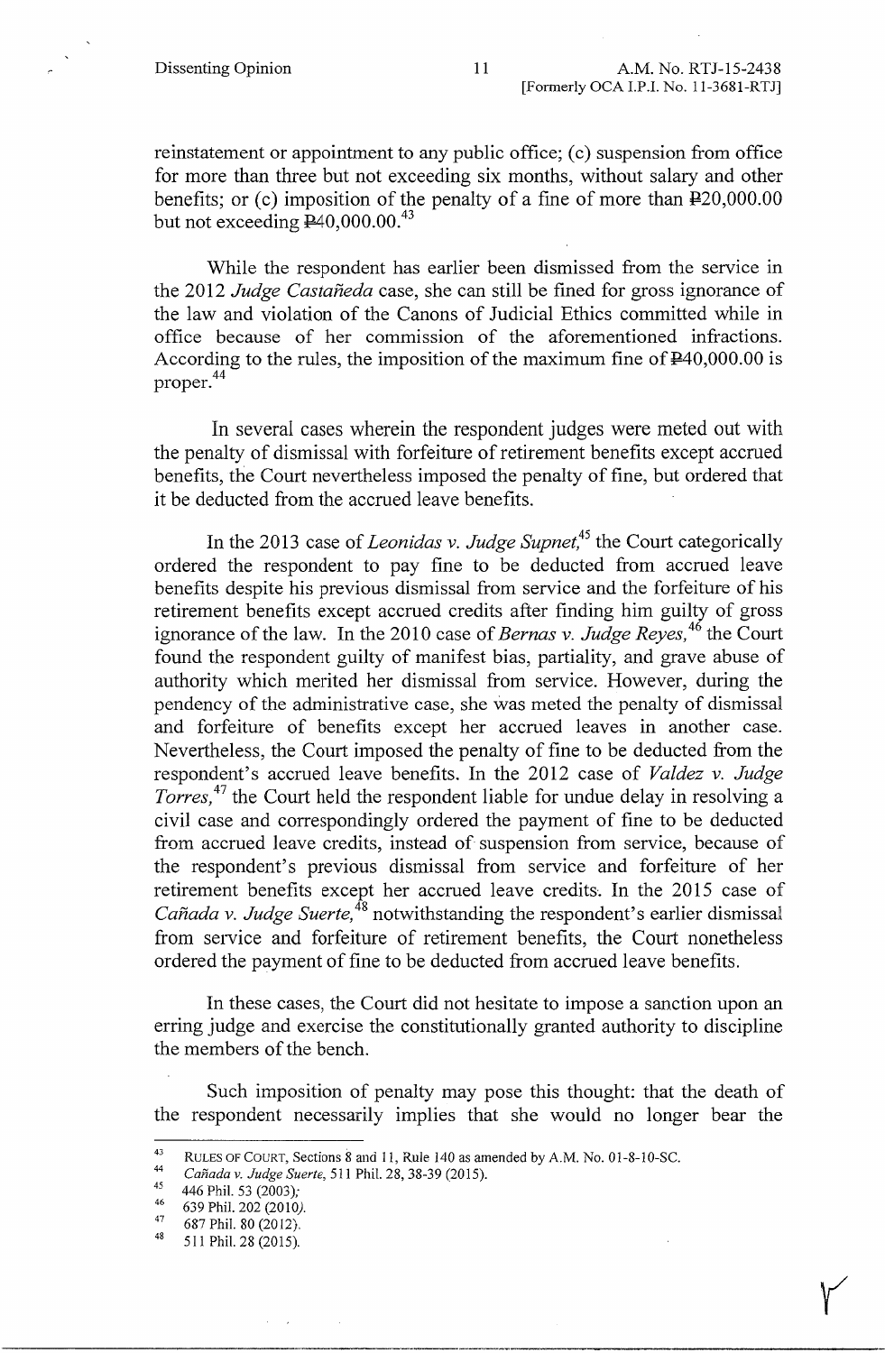reinstatement or appointment to any public office; (c) suspension from office for more than three but not exceeding six months, without salary and other benefits; or (c) imposition of the penalty of a fine of more than ₱20,000.00 but not exceeding ₱40,000.00.[43]

While the respondent has earlier been dismissed from the service in the 2012 *Judge Castañeda* case, she can still be fined for gross ignorance of the law and violation of the Canons of Judicial Ethics committed while in office because of her commission of the aforementioned infractions. According to the rules, the imposition of the maximum fine of ₱40,000.00 is proper.[44]

In several cases wherein the respondent judges were meted out with the penalty of dismissal with forfeiture of retirement benefits except accrued benefits, the Court nevertheless imposed the penalty of fine, but ordered that it be deducted from the accrued leave benefits.

In the 2013 case of *Leonidas v. Judge Supnet,*[45] the Court categorically ordered the respondent to pay fine to be deducted from accrued leave benefits despite his previous dismissal from service and the forfeiture of his retirement benefits except accrued credits after finding him guilty of gross ignorance of the law. In the 2010 case of *Bernas v. Judge Reyes,*[46] the Court found the respondent guilty of manifest bias, partiality, and grave abuse of authority which merited her dismissal from service. However, during the pendency of the administrative case, she was meted the penalty of dismissal and forfeiture of benefits except her accrued leaves in another case. Nevertheless, the Court imposed the penalty of fine to be deducted from the respondent's accrued leave benefits. In the 2012 case of *Valdez v. Judge Torres,*[47] the Court held the respondent liable for undue delay in resolving a civil case and correspondingly ordered the payment of fine to be deducted from accrued leave credits, instead of suspension from service, because of the respondent's previous dismissal from service and forfeiture of her retirement benefits except her accrued leave credits. In the 2015 case of *Cañada v. Judge Suerte,*[48] notwithstanding the respondent's earlier dismissal from service and forfeiture of retirement benefits, the Court nonetheless ordered the payment of fine to be deducted from accrued leave benefits.

In these cases, the Court did not hesitate to impose a sanction upon an erring judge and exercise the constitutionally granted authority to discipline the members of the bench.

Such imposition of penalty may pose this thought: that the death of the respondent necessarily implies that she would no longer bear the

---

[43] RULES OF COURT, Sections 8 and 11, Rule 140 as amended by A.M. No. 01-8-10-SC.

[44] *Cañada v. Judge Suerte,* 511 Phil. 28, 38-39 (2015).

[45] 446 Phil. 53 (2003);

[46] 639 Phil. 202 (2010).

[47] 687 Phil. 80 (2012).

[48] 511 Phil. 28 (2015).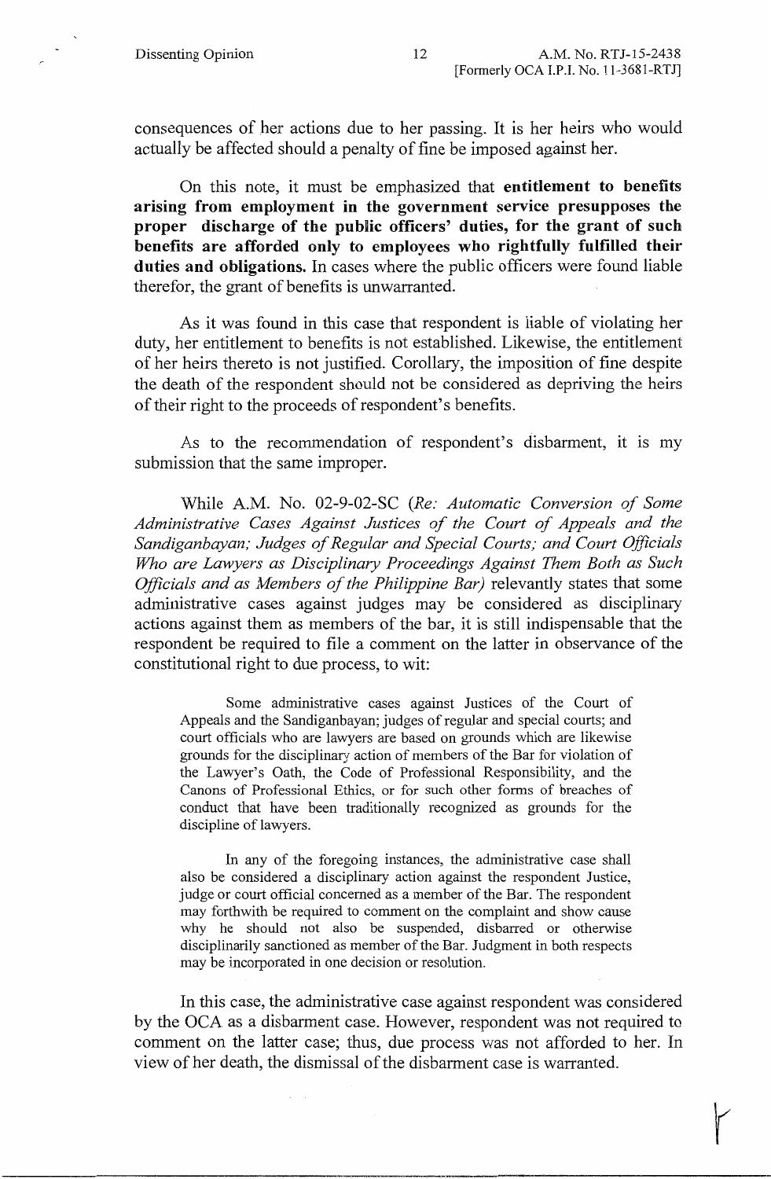consequences of her actions due to her passing. It is her heirs who would actually be affected should a penalty of fine be imposed against her.

On this note, it must be emphasized that **entitlement to benefits arising from employment in the government service presupposes the proper discharge of the public officers' duties, for the grant of such benefits are afforded only to employees who rightfully fulfilled their duties and obligations.** In cases where the public officers were found liable therefor, the grant of benefits is unwarranted.

As it was found in this case that respondent is liable of violating her duty, her entitlement to benefits is not established. Likewise, the entitlement of her heirs thereto is not justified. Corollary, the imposition of fine despite the death of the respondent should not be considered as depriving the heirs of their right to the proceeds of respondent's benefits.

As to the recommendation of respondent's disbarment, it is my submission that the same improper.

While A.M. No. 02-9-02-SC (*Re: Automatic Conversion of Some Administrative Cases Against Justices of the Court of Appeals and the Sandiganbayan; Judges of Regular and Special Courts; and Court Officials Who are Lawyers as Disciplinary Proceedings Against Them Both as Such Officials and as Members of the Philippine Bar*) relevantly states that some administrative cases against judges may be considered as disciplinary actions against them as members of the bar, it is still indispensable that the respondent be required to file a comment on the latter in observance of the constitutional right to due process, to wit:

> Some administrative cases against Justices of the Court of Appeals and the Sandiganbayan; judges of regular and special courts; and court officials who are lawyers are based on grounds which are likewise grounds for the disciplinary action of members of the Bar for violation of the Lawyer's Oath, the Code of Professional Responsibility, and the Canons of Professional Ethics, or for such other forms of breaches of conduct that have been traditionally recognized as grounds for the discipline of lawyers.
>
> In any of the foregoing instances, the administrative case shall also be considered a disciplinary action against the respondent Justice, judge or court official concerned as a member of the Bar. The respondent may forthwith be required to comment on the complaint and show cause why he should not also be suspended, disbarred or otherwise disciplinarily sanctioned as member of the Bar. Judgment in both respects may be incorporated in one decision or resolution.

In this case, the administrative case against respondent was considered by the OCA as a disbarment case. However, respondent was not required to comment on the latter case; thus, due process was not afforded to her. In view of her death, the dismissal of the disbarment case is warranted.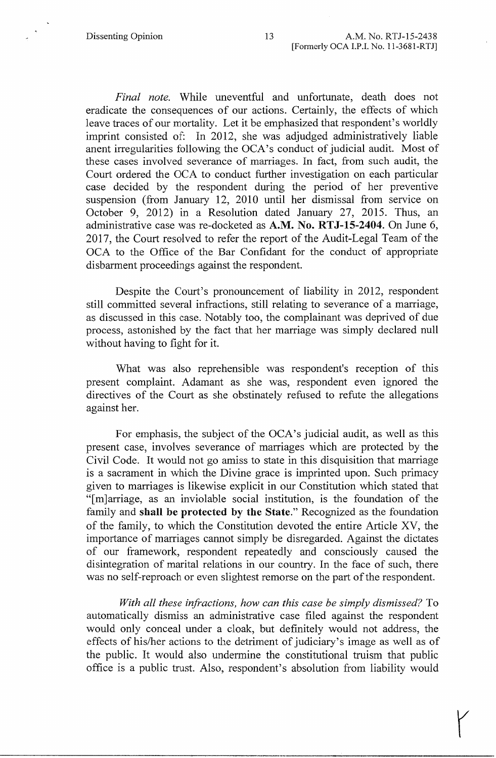*Final note.* While uneventful and unfortunate, death does not eradicate the consequences of our actions. Certainly, the effects of which leave traces of our mortality. Let it be emphasized that respondent's worldly imprint consisted of: In 2012, she was adjudged administratively liable anent irregularities following the OCA's conduct of judicial audit. Most of these cases involved severance of marriages. In fact, from such audit, the Court ordered the OCA to conduct further investigation on each particular case decided by the respondent during the period of her preventive suspension (from January 12, 2010 until her dismissal from service on October 9, 2012) in a Resolution dated January 27, 2015. Thus, an administrative case was re-docketed as **A.M. No. RTJ-15-2404**. On June 6, 2017, the Court resolved to refer the report of the Audit-Legal Team of the OCA to the Office of the Bar Confidant for the conduct of appropriate disbarment proceedings against the respondent.

Despite the Court's pronouncement of liability in 2012, respondent still committed several infractions, still relating to severance of a marriage, as discussed in this case. Notably too, the complainant was deprived of due process, astonished by the fact that her marriage was simply declared null without having to fight for it.

What was also reprehensible was respondent's reception of this present complaint. Adamant as she was, respondent even ignored the directives of the Court as she obstinately refused to refute the allegations against her.

For emphasis, the subject of the OCA's judicial audit, as well as this present case, involves severance of marriages which are protected by the Civil Code. It would not go amiss to state in this disquisition that marriage is a sacrament in which the Divine grace is imprinted upon. Such primacy given to marriages is likewise explicit in our Constitution which stated that "[m]arriage, as an inviolable social institution, is the foundation of the family and **shall be protected by the State**." Recognized as the foundation of the family, to which the Constitution devoted the entire Article XV, the importance of marriages cannot simply be disregarded. Against the dictates of our framework, respondent repeatedly and consciously caused the disintegration of marital relations in our country. In the face of such, there was no self-reproach or even slightest remorse on the part of the respondent.

*With all these infractions, how can this case be simply dismissed?* To automatically dismiss an administrative case filed against the respondent would only conceal under a cloak, but definitely would not address, the effects of his/her actions to the detriment of judiciary's image as well as of the public. It would also undermine the constitutional truism that public office is a public trust. Also, respondent's absolution from liability would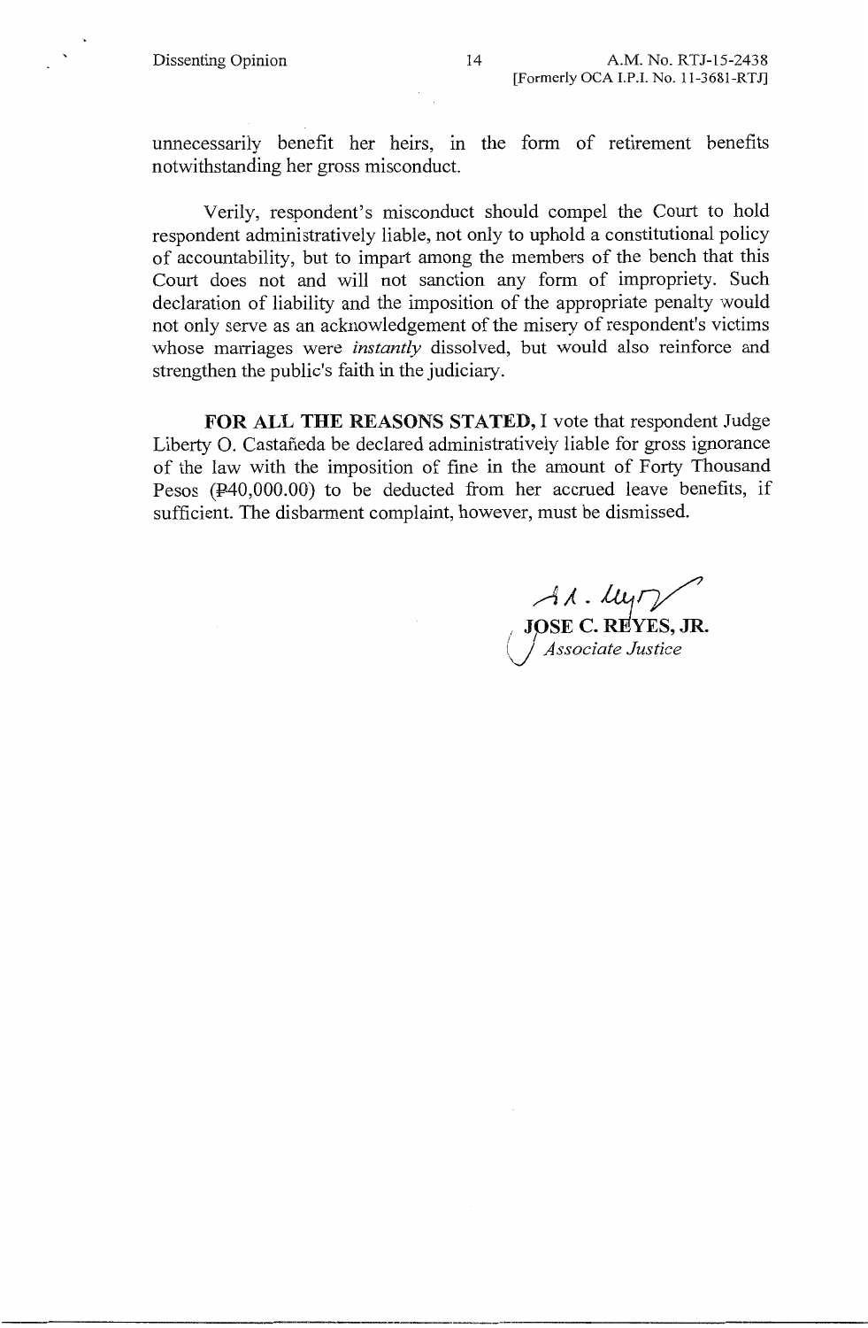unnecessarily benefit her heirs, in the form of retirement benefits notwithstanding her gross misconduct.

Verily, respondent's misconduct should compel the Court to hold respondent administratively liable, not only to uphold a constitutional policy of accountability, but to impart among the members of the bench that this Court does not and will not sanction any form of impropriety. Such declaration of liability and the imposition of the appropriate penalty would not only serve as an acknowledgement of the misery of respondent's victims whose marriages were *instantly* dissolved, but would also reinforce and strengthen the public's faith in the judiciary.

**FOR ALL THE REASONS STATED,** I vote that respondent Judge Liberty O. Castañeda be declared administratively liable for gross ignorance of the law with the imposition of fine in the amount of Forty Thousand Pesos (₱40,000.00) to be deducted from her accrued leave benefits, if sufficient. The disbarment complaint, however, must be dismissed.

**JOSE C. REYES, JR.**
*Associate Justice*